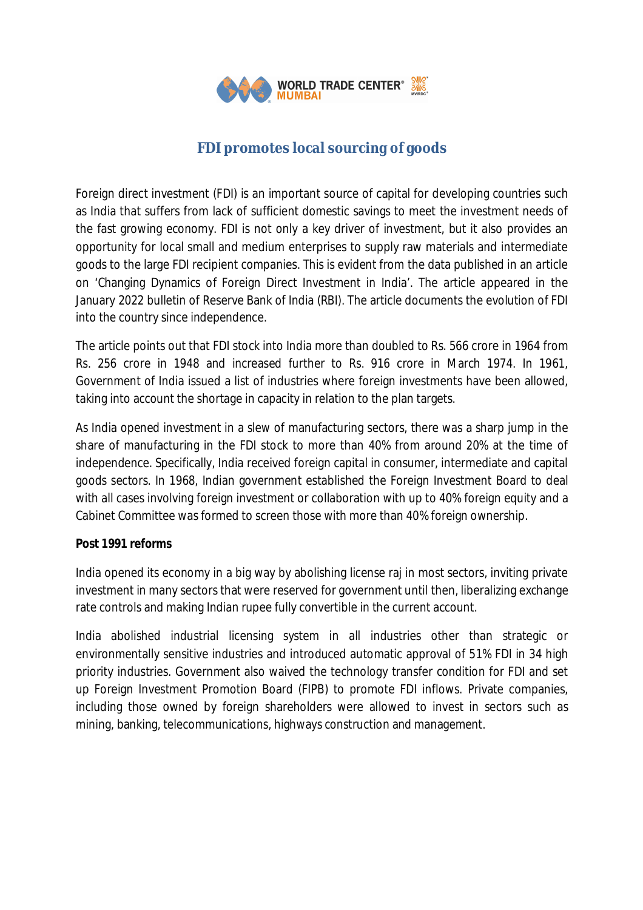# FDI promotes local sourcing of goods

Foreign direct investment (FDI) is an important source of capital for developing countries such as India that suffers from lack of sufficient domestic savings to meet the investment needs of the fast growing economy. FDI is not only a key driver of investment, but it also provides an opportunity for local small and medium enterprises to supply raw materials and intermediate goods to the large FDI recipient companies. This is evident from the data published in an article on 'Changing Dynamics of Foreign Direct Investment in India'. The article appeared in the January 2022 bulletin of Reserve Bank of India (RBI). The article documents the evolution of FDI into the country since independence.

The article points out that FDI stock into India more than doubled to Rs. 566 crore in 1964 from Rs. 256 crore in 1948 and increased further to Rs. 916 crore in March 1974. In 1961, Government of India issued a list of industries where foreign investments have been allowed, taking into account the shortage in capacity in relation to the plan targets.

As India opened investment in a slew of manufacturing sectors, there was a sharp jump in the share of manufacturing in the FDI stock to more than 40% from around 20% at the time of independence. Specifically, India received foreign capital in consumer, intermediate and capital goods sectors. In 1968, Indian government established the Foreign Investment Board to deal with all cases involving foreign investment or collaboration with up to 40% foreign equity and a Cabinet Committee was formed to screen those with more than 40% foreign ownership.

**Post 1991 reforms**

India opened its economy in a big way by abolishing license raj in most sectors, inviting private investment in many sectors that were reserved for government until then, liberalizing exchange rate controls and making Indian rupee fully convertible in the current account.

India abolished industrial licensing system in all industries other than strategic or environmentally sensitive industries and introduced automatic approval of 51% FDI in 34 high priority industries. Government also waived the technology transfer condition for FDI and set up Foreign Investment Promotion Board (FIPB) to promote FDI inflows. Private companies, including those owned by foreign shareholders were allowed to invest in sectors such as mining, banking, telecommunications, highways construction and management.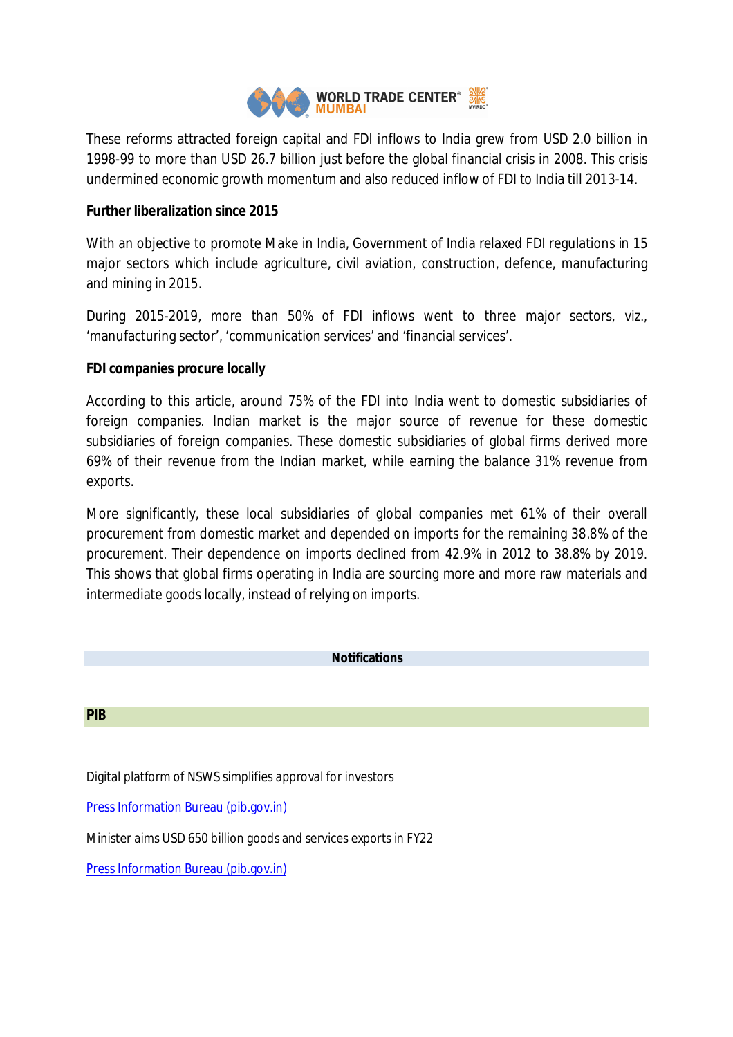These reforms attracted foreign capital and FDI inflows to India grew from USD 2.0 billion in 1998-99 to more than USD 26.7 billion just before the global financial crisis in 2008. This crisis undermined economic growth momentum and also reduced inflow of FDI to India till 2013-14.

**Further liberalization since 2015**

With an objective to promote Make in India, Government of India relaxed FDI regulations in 15 major sectors which include agriculture, civil aviation, construction, defence, manufacturing and mining in 2015.

During 2015-2019, more than 50% of FDI inflows went to three major sectors, viz., 'manufacturing sector', 'communication services' and 'financial services'.

**FDI companies procure locally**

According to this article, around 75% of the FDI into India went to domestic subsidiaries of foreign companies. Indian market is the major source of revenue for these domestic subsidiaries of foreign companies. These domestic subsidiaries of global firms derived more 69% of their revenue from the Indian market, while earning the balance 31% revenue from exports.

More significantly, these local subsidiaries of global companies met 61% of their overall procurement from domestic market and depended on imports for the remaining 38.8% of the procurement. Their dependence on imports declined from 42.9% in 2012 to 38.8% by 2019. This shows that global firms operating in India are sourcing more and more raw materials and intermediate goods locally, instead of relying on imports.

**Notifications**

**PIB**

Digital platform of NSWS simplifies approval for investors

[Press Information Bureau (pib.gov.in)]

Minister aims USD 650 billion goods and services exports in FY22

[Press Information Bureau (pib.gov.in)]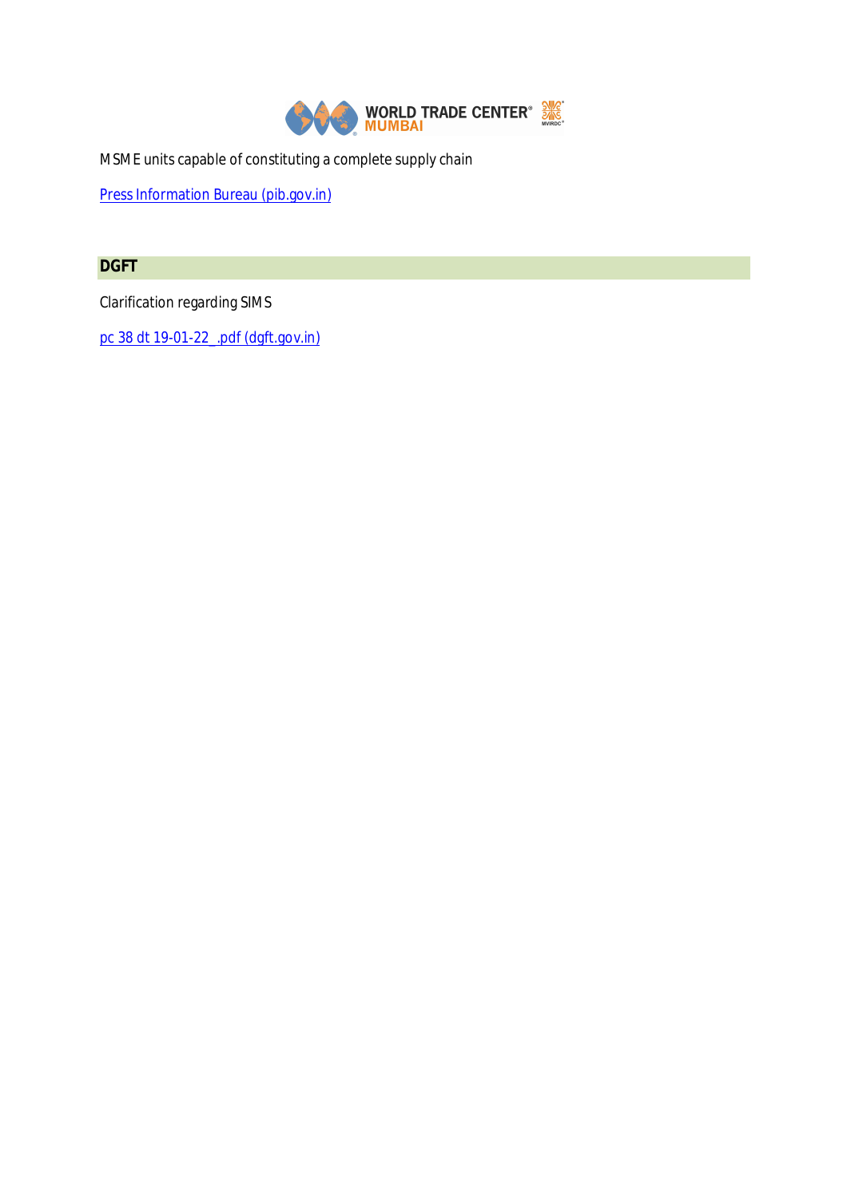MSME units capable of constituting a complete supply chain

Press Information Bureau (pib.gov.in)

## DGFT

Clarification regarding SIMS

pc 38 dt 19-01-22_.pdf (dgft.gov.in)